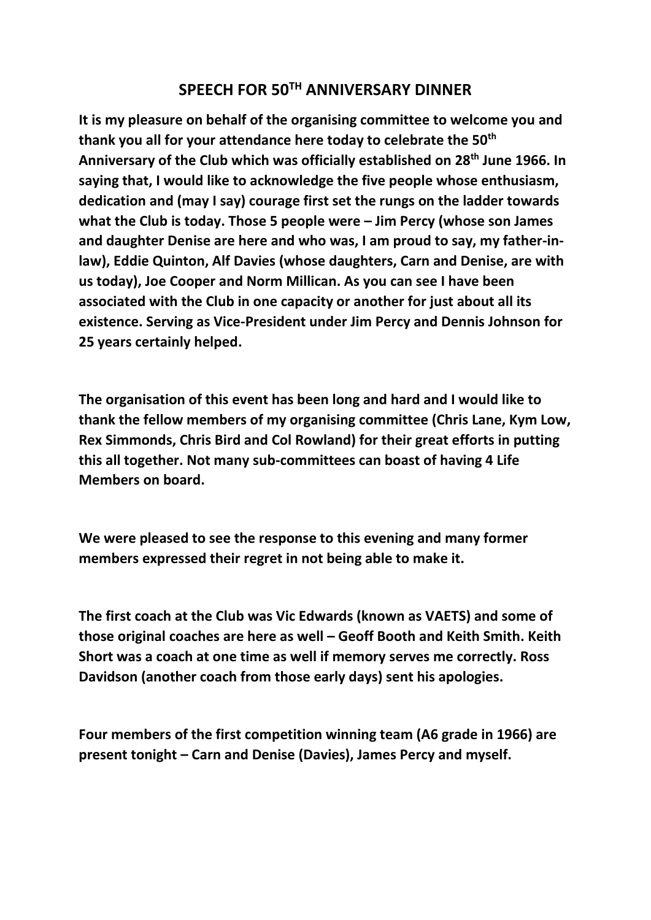# SPEECH FOR 50TH ANNIVERSARY DINNER

**It is my pleasure on behalf of the organising committee to welcome you and thank you all for your attendance here today to celebrate the 50th Anniversary of the Club which was officially established on 28th June 1966. In saying that, I would like to acknowledge the five people whose enthusiasm, dedication and (may I say) courage first set the rungs on the ladder towards what the Club is today. Those 5 people were – Jim Percy (whose son James and daughter Denise are here and who was, I am proud to say, my father-in-law), Eddie Quinton, Alf Davies (whose daughters, Carn and Denise, are with us today), Joe Cooper and Norm Millican. As you can see I have been associated with the Club in one capacity or another for just about all its existence. Serving as Vice-President under Jim Percy and Dennis Johnson for 25 years certainly helped.**

**The organisation of this event has been long and hard and I would like to thank the fellow members of my organising committee (Chris Lane, Kym Low, Rex Simmonds, Chris Bird and Col Rowland) for their great efforts in putting this all together. Not many sub-committees can boast of having 4 Life Members on board.**

**We were pleased to see the response to this evening and many former members expressed their regret in not being able to make it.**

**The first coach at the Club was Vic Edwards (known as VAETS) and some of those original coaches are here as well – Geoff Booth and Keith Smith. Keith Short was a coach at one time as well if memory serves me correctly. Ross Davidson (another coach from those early days) sent his apologies.**

**Four members of the first competition winning team (A6 grade in 1966) are present tonight – Carn and Denise (Davies), James Percy and myself.**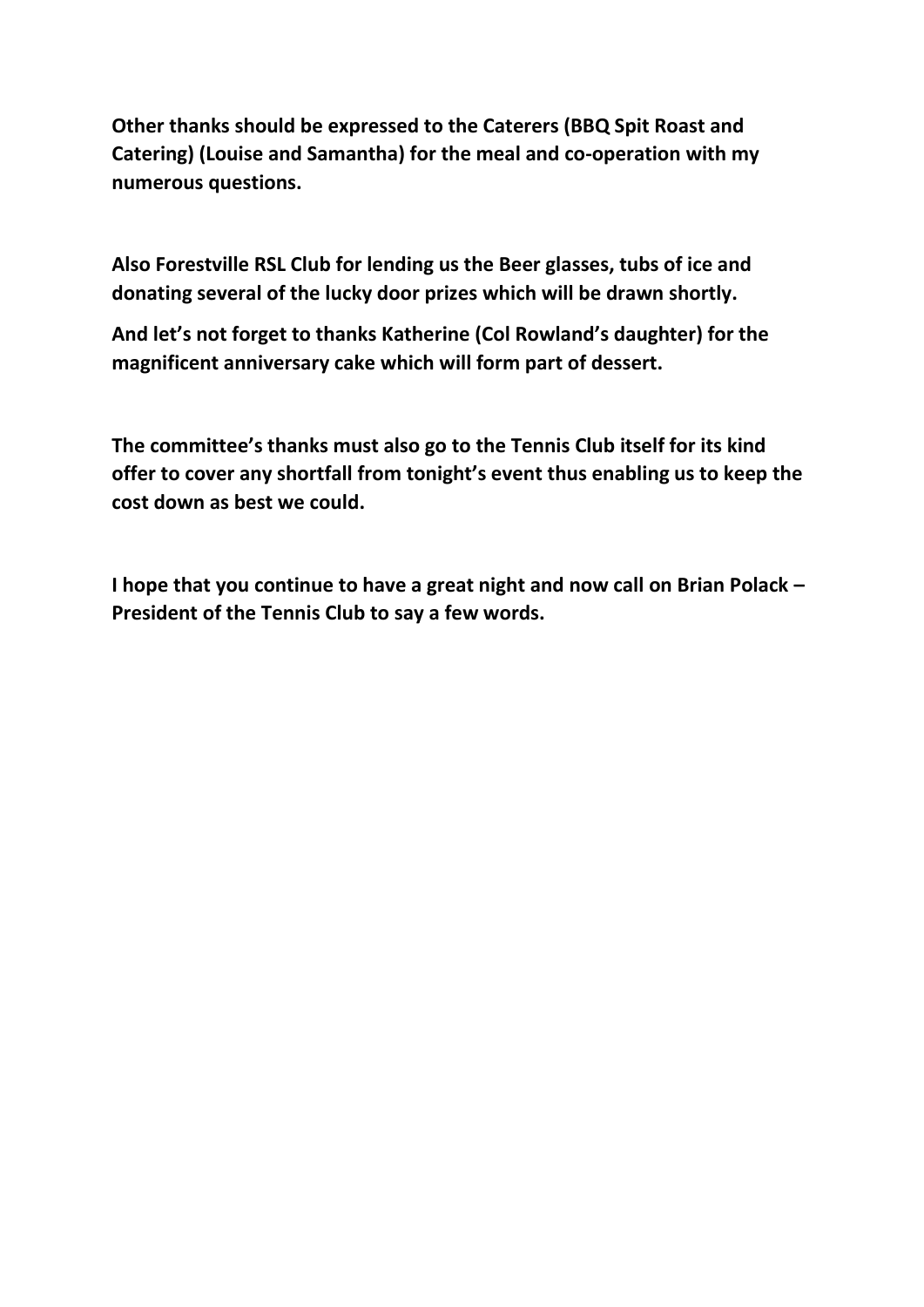**Other thanks should be expressed to the Caterers (BBQ Spit Roast and Catering) (Louise and Samantha) for the meal and co-operation with my numerous questions.**

**Also Forestville RSL Club for lending us the Beer glasses, tubs of ice and donating several of the lucky door prizes which will be drawn shortly.**

**And let's not forget to thanks Katherine (Col Rowland's daughter) for the magnificent anniversary cake which will form part of dessert.**

**The committee's thanks must also go to the Tennis Club itself for its kind offer to cover any shortfall from tonight's event thus enabling us to keep the cost down as best we could.**

**I hope that you continue to have a great night and now call on Brian Polack – President of the Tennis Club to say a few words.**